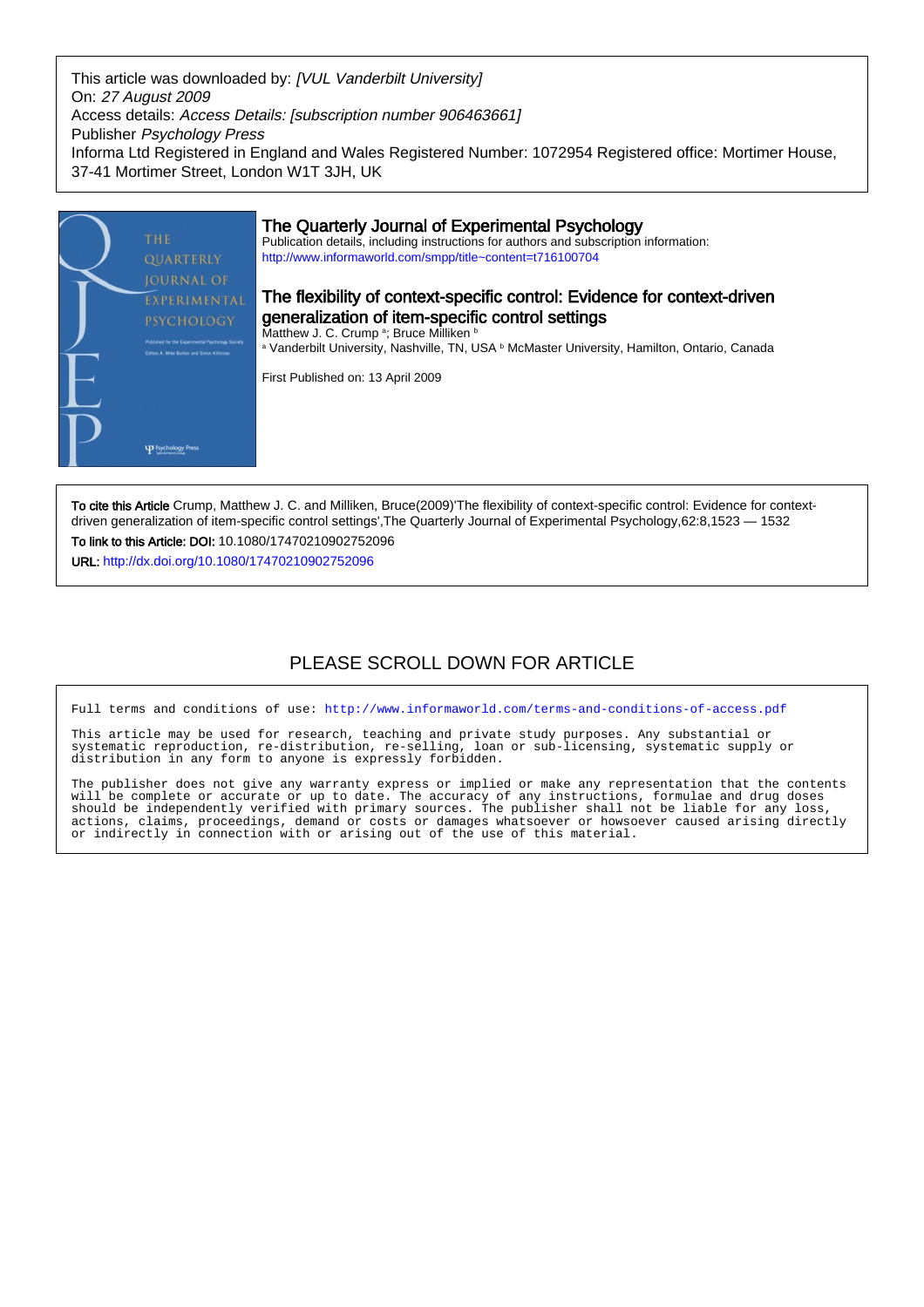This article was downloaded by: *[VUL Vanderbilt University]*
On: *27 August 2009*
Access details: *Access Details: [subscription number 906463661]*
Publisher *Psychology Press*
Informa Ltd Registered in England and Wales Registered Number: 1072954 Registered office: Mortimer House, 37-41 Mortimer Street, London W1T 3JH, UK

## The Quarterly Journal of Experimental Psychology

Publication details, including instructions for authors and subscription information:
http://www.informaworld.com/smpp/title~content=t716100704

# The flexibility of context-specific control: Evidence for context-driven generalization of item-specific control settings

Matthew J. C. Crump [a]; Bruce Milliken [b]

[a] Vanderbilt University, Nashville, TN, USA [b] McMaster University, Hamilton, Ontario, Canada

First Published on: 13 April 2009

**To cite this Article** Crump, Matthew J. C. and Milliken, Bruce(2009)'The flexibility of context-specific control: Evidence for context-driven generalization of item-specific control settings',The Quarterly Journal of Experimental Psychology,62:8,1523 — 1532

**To link to this Article: DOI:** 10.1080/17470210902752096

**URL:** http://dx.doi.org/10.1080/17470210902752096

PLEASE SCROLL DOWN FOR ARTICLE

```
Full terms and conditions of use: http://www.informaworld.com/terms-and-conditions-of-access.pdf

This article may be used for research, teaching and private study purposes. Any substantial or
systematic reproduction, re-distribution, re-selling, loan or sub-licensing, systematic supply or
distribution in any form to anyone is expressly forbidden.

The publisher does not give any warranty express or implied or make any representation that the contents
will be complete or accurate or up to date. The accuracy of any instructions, formulae and drug doses
should be independently verified with primary sources. The publisher shall not be liable for any loss,
actions, claims, proceedings, demand or costs or damages whatsoever or howsoever caused arising directly
or indirectly in connection with or arising out of the use of this material.
```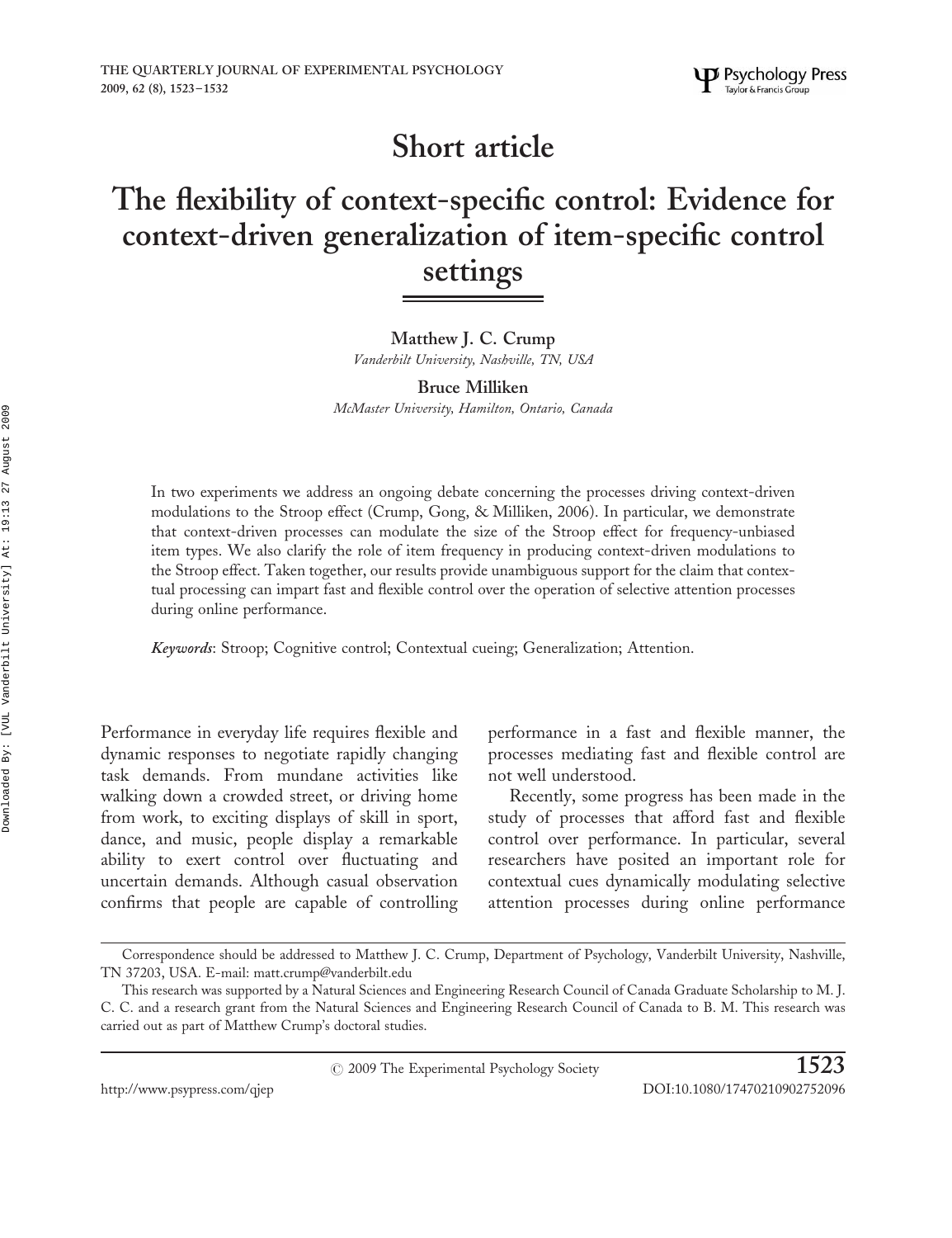# Short article

# The flexibility of context-specific control: Evidence for context-driven generalization of item-specific control settings

**Matthew J. C. Crump**
*Vanderbilt University, Nashville, TN, USA*

**Bruce Milliken**
*McMaster University, Hamilton, Ontario, Canada*

In two experiments we address an ongoing debate concerning the processes driving context-driven modulations to the Stroop effect (Crump, Gong, & Milliken, 2006). In particular, we demonstrate that context-driven processes can modulate the size of the Stroop effect for frequency-unbiased item types. We also clarify the role of item frequency in producing context-driven modulations to the Stroop effect. Taken together, our results provide unambiguous support for the claim that contextual processing can impart fast and flexible control over the operation of selective attention processes during online performance.

*Keywords*: Stroop; Cognitive control; Contextual cueing; Generalization; Attention.

Performance in everyday life requires flexible and dynamic responses to negotiate rapidly changing task demands. From mundane activities like walking down a crowded street, or driving home from work, to exciting displays of skill in sport, dance, and music, people display a remarkable ability to exert control over fluctuating and uncertain demands. Although casual observation confirms that people are capable of controlling performance in a fast and flexible manner, the processes mediating fast and flexible control are not well understood.

Recently, some progress has been made in the study of processes that afford fast and flexible control over performance. In particular, several researchers have posited an important role for contextual cues dynamically modulating selective attention processes during online performance

Correspondence should be addressed to Matthew J. C. Crump, Department of Psychology, Vanderbilt University, Nashville, TN 37203, USA. E-mail: matt.crump@vanderbilt.edu

This research was supported by a Natural Sciences and Engineering Research Council of Canada Graduate Scholarship to M. J. C. C. and a research grant from the Natural Sciences and Engineering Research Council of Canada to B. M. This research was carried out as part of Matthew Crump's doctoral studies.

© 2009 The Experimental Psychology Society

http://www.psypress.com/qjep DOI:10.1080/17470210902752096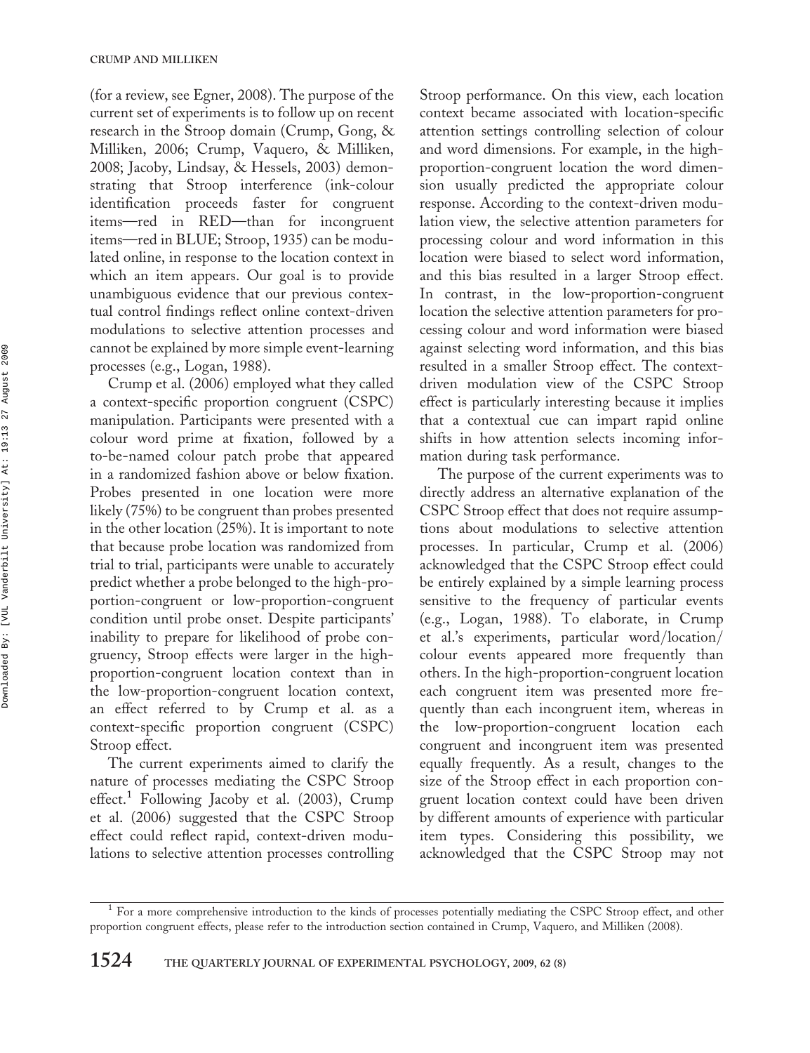(for a review, see Egner, 2008). The purpose of the current set of experiments is to follow up on recent research in the Stroop domain (Crump, Gong, & Milliken, 2006; Crump, Vaquero, & Milliken, 2008; Jacoby, Lindsay, & Hessels, 2003) demonstrating that Stroop interference (ink-colour identification proceeds faster for congruent items—red in RED—than for incongruent items—red in BLUE; Stroop, 1935) can be modulated online, in response to the location context in which an item appears. Our goal is to provide unambiguous evidence that our previous contextual control findings reflect online context-driven modulations to selective attention processes and cannot be explained by more simple event-learning processes (e.g., Logan, 1988).

Crump et al. (2006) employed what they called a context-specific proportion congruent (CSPC) manipulation. Participants were presented with a colour word prime at fixation, followed by a to-be-named colour patch probe that appeared in a randomized fashion above or below fixation. Probes presented in one location were more likely (75%) to be congruent than probes presented in the other location (25%). It is important to note that because probe location was randomized from trial to trial, participants were unable to accurately predict whether a probe belonged to the high-proportion-congruent or low-proportion-congruent condition until probe onset. Despite participants' inability to prepare for likelihood of probe congruency, Stroop effects were larger in the high-proportion-congruent location context than in the low-proportion-congruent location context, an effect referred to by Crump et al. as a context-specific proportion congruent (CSPC) Stroop effect.

The current experiments aimed to clarify the nature of processes mediating the CSPC Stroop effect.[1] Following Jacoby et al. (2003), Crump et al. (2006) suggested that the CSPC Stroop effect could reflect rapid, context-driven modulations to selective attention processes controlling Stroop performance. On this view, each location context became associated with location-specific attention settings controlling selection of colour and word dimensions. For example, in the high-proportion-congruent location the word dimension usually predicted the appropriate colour response. According to the context-driven modulation view, the selective attention parameters for processing colour and word information in this location were biased to select word information, and this bias resulted in a larger Stroop effect. In contrast, in the low-proportion-congruent location the selective attention parameters for processing colour and word information were biased against selecting word information, and this bias resulted in a smaller Stroop effect. The context-driven modulation view of the CSPC Stroop effect is particularly interesting because it implies that a contextual cue can impart rapid online shifts in how attention selects incoming information during task performance.

The purpose of the current experiments was to directly address an alternative explanation of the CSPC Stroop effect that does not require assumptions about modulations to selective attention processes. In particular, Crump et al. (2006) acknowledged that the CSPC Stroop effect could be entirely explained by a simple learning process sensitive to the frequency of particular events (e.g., Logan, 1988). To elaborate, in Crump et al.'s experiments, particular word/location/colour events appeared more frequently than others. In the high-proportion-congruent location each congruent item was presented more frequently than each incongruent item, whereas in the low-proportion-congruent location each congruent and incongruent item was presented equally frequently. As a result, changes to the size of the Stroop effect in each proportion congruent location context could have been driven by different amounts of experience with particular item types. Considering this possibility, we acknowledged that the CSPC Stroop may not

[1] For a more comprehensive introduction to the kinds of processes potentially mediating the CSPC Stroop effect, and other proportion congruent effects, please refer to the introduction section contained in Crump, Vaquero, and Milliken (2008).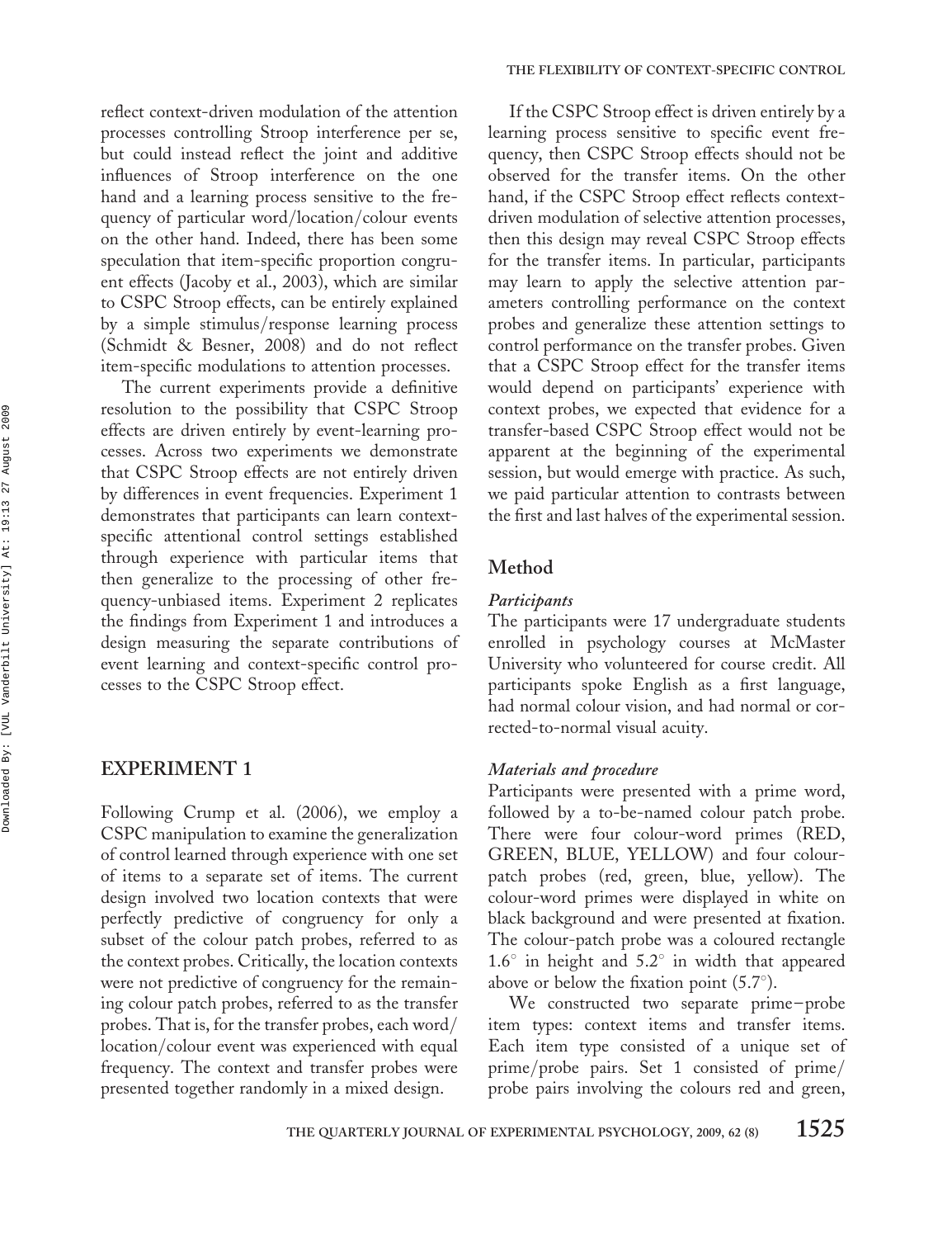reflect context-driven modulation of the attention processes controlling Stroop interference per se, but could instead reflect the joint and additive influences of Stroop interference on the one hand and a learning process sensitive to the frequency of particular word/location/colour events on the other hand. Indeed, there has been some speculation that item-specific proportion congruent effects (Jacoby et al., 2003), which are similar to CSPC Stroop effects, can be entirely explained by a simple stimulus/response learning process (Schmidt & Besner, 2008) and do not reflect item-specific modulations to attention processes.

The current experiments provide a definitive resolution to the possibility that CSPC Stroop effects are driven entirely by event-learning processes. Across two experiments we demonstrate that CSPC Stroop effects are not entirely driven by differences in event frequencies. Experiment 1 demonstrates that participants can learn context-specific attentional control settings established through experience with particular items that then generalize to the processing of other frequency-unbiased items. Experiment 2 replicates the findings from Experiment 1 and introduces a design measuring the separate contributions of event learning and context-specific control processes to the CSPC Stroop effect.

## EXPERIMENT 1

Following Crump et al. (2006), we employ a CSPC manipulation to examine the generalization of control learned through experience with one set of items to a separate set of items. The current design involved two location contexts that were perfectly predictive of congruency for only a subset of the colour patch probes, referred to as the context probes. Critically, the location contexts were not predictive of congruency for the remaining colour patch probes, referred to as the transfer probes. That is, for the transfer probes, each word/location/colour event was experienced with equal frequency. The context and transfer probes were presented together randomly in a mixed design.

If the CSPC Stroop effect is driven entirely by a learning process sensitive to specific event frequency, then CSPC Stroop effects should not be observed for the transfer items. On the other hand, if the CSPC Stroop effect reflects context-driven modulation of selective attention processes, then this design may reveal CSPC Stroop effects for the transfer items. In particular, participants may learn to apply the selective attention parameters controlling performance on the context probes and generalize these attention settings to control performance on the transfer probes. Given that a CSPC Stroop effect for the transfer items would depend on participants' experience with context probes, we expected that evidence for a transfer-based CSPC Stroop effect would not be apparent at the beginning of the experimental session, but would emerge with practice. As such, we paid particular attention to contrasts between the first and last halves of the experimental session.

## Method

### *Participants*

The participants were 17 undergraduate students enrolled in psychology courses at McMaster University who volunteered for course credit. All participants spoke English as a first language, had normal colour vision, and had normal or corrected-to-normal visual acuity.

### *Materials and procedure*

Participants were presented with a prime word, followed by a to-be-named colour patch probe. There were four colour-word primes (RED, GREEN, BLUE, YELLOW) and four colour-patch probes (red, green, blue, yellow). The colour-word primes were displayed in white on black background and were presented at fixation. The colour-patch probe was a coloured rectangle $1.6^\circ$ in height and $5.2^\circ$ in width that appeared above or below the fixation point ($5.7^\circ$).

We constructed two separate prime–probe item types: context items and transfer items. Each item type consisted of a unique set of prime/probe pairs. Set 1 consisted of prime/probe pairs involving the colours red and green,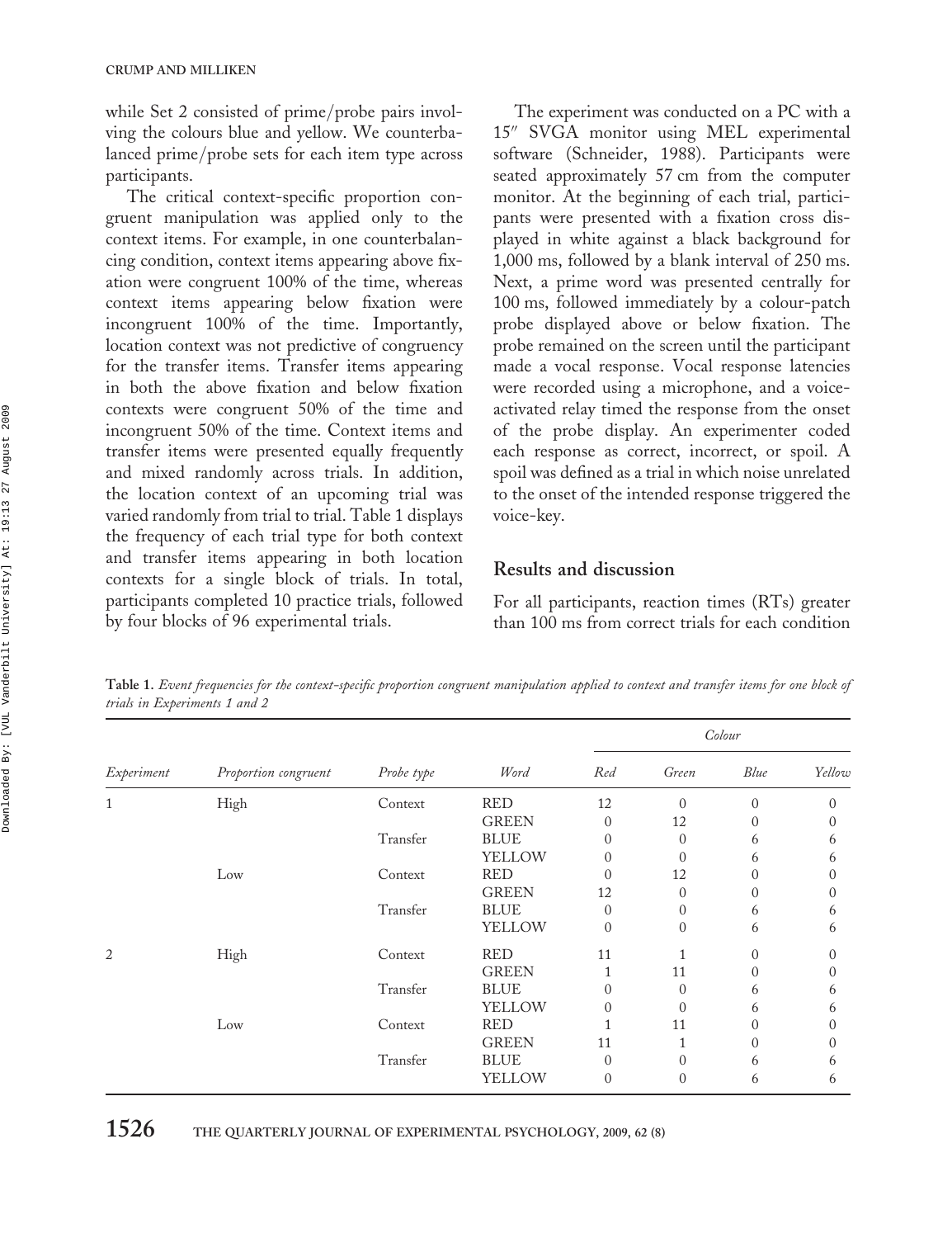while Set 2 consisted of prime/probe pairs involving the colours blue and yellow. We counterbalanced prime/probe sets for each item type across participants.

The critical context-specific proportion congruent manipulation was applied only to the context items. For example, in one counterbalancing condition, context items appearing above fixation were congruent 100% of the time, whereas context items appearing below fixation were incongruent 100% of the time. Importantly, location context was not predictive of congruency for the transfer items. Transfer items appearing in both the above fixation and below fixation contexts were congruent 50% of the time and incongruent 50% of the time. Context items and transfer items were presented equally frequently and mixed randomly across trials. In addition, the location context of an upcoming trial was varied randomly from trial to trial. Table 1 displays the frequency of each trial type for both context and transfer items appearing in both location contexts for a single block of trials. In total, participants completed 10 practice trials, followed by four blocks of 96 experimental trials.

The experiment was conducted on a PC with a 15″ SVGA monitor using MEL experimental software (Schneider, 1988). Participants were seated approximately 57 cm from the computer monitor. At the beginning of each trial, participants were presented with a fixation cross displayed in white against a black background for 1,000 ms, followed by a blank interval of 250 ms. Next, a prime word was presented centrally for 100 ms, followed immediately by a colour-patch probe displayed above or below fixation. The probe remained on the screen until the participant made a vocal response. Vocal response latencies were recorded using a microphone, and a voice-activated relay timed the response from the onset of the probe display. An experimenter coded each response as correct, incorrect, or spoil. A spoil was defined as a trial in which noise unrelated to the onset of the intended response triggered the voice-key.

## Results and discussion

For all participants, reaction times (RTs) greater than 100 ms from correct trials for each condition

**Table 1.** *Event frequencies for the context-specific proportion congruent manipulation applied to context and transfer items for one block of trials in Experiments 1 and 2*

| | | | | *Colour* | | | |
|---|---|---|---|---|---|---|---|
| *Experiment* | *Proportion congruent* | *Probe type* | *Word* | *Red* | *Green* | *Blue* | *Yellow* |
| 1 | High | Context | RED | 12 | 0 | 0 | 0 |
| | | | GREEN | 0 | 12 | 0 | 0 |
| | | Transfer | BLUE | 0 | 0 | 6 | 6 |
| | | | YELLOW | 0 | 0 | 6 | 6 |
| | Low | Context | RED | 0 | 12 | 0 | 0 |
| | | | GREEN | 12 | 0 | 0 | 0 |
| | | Transfer | BLUE | 0 | 0 | 6 | 6 |
| | | | YELLOW | 0 | 0 | 6 | 6 |
| 2 | High | Context | RED | 11 | 1 | 0 | 0 |
| | | | GREEN | 1 | 11 | 0 | 0 |
| | | Transfer | BLUE | 0 | 0 | 6 | 6 |
| | | | YELLOW | 0 | 0 | 6 | 6 |
| | Low | Context | RED | 1 | 11 | 0 | 0 |
| | | | GREEN | 11 | 1 | 0 | 0 |
| | | Transfer | BLUE | 0 | 0 | 6 | 6 |
| | | | YELLOW | 0 | 0 | 6 | 6 |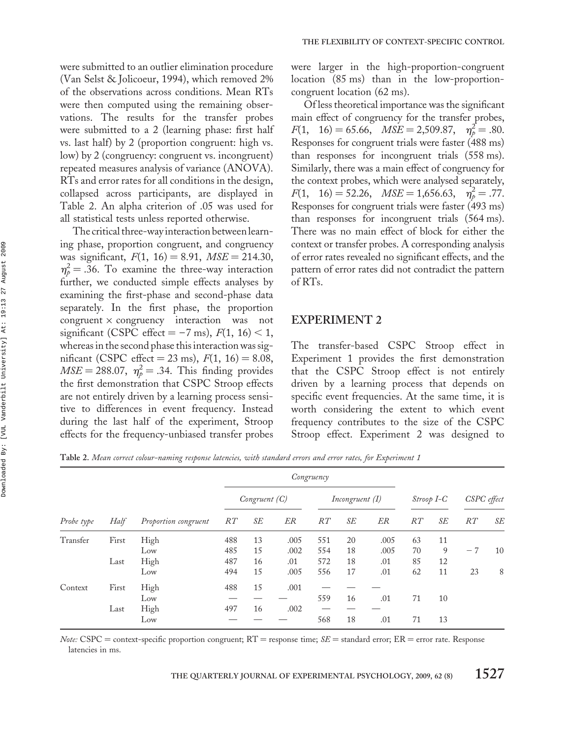were submitted to an outlier elimination procedure (Van Selst & Jolicoeur, 1994), which removed 2% of the observations across conditions. Mean RTs were then computed using the remaining observations. The results for the transfer probes were submitted to a 2 (learning phase: first half vs. last half) by 2 (proportion congruent: high vs. low) by 2 (congruency: congruent vs. incongruent) repeated measures analysis of variance (ANOVA). RTs and error rates for all conditions in the design, collapsed across participants, are displayed in Table 2. An alpha criterion of .05 was used for all statistical tests unless reported otherwise.

The critical three-way interaction between learning phase, proportion congruent, and congruency was significant, $F(1, 16) = 8.91$, $MSE = 214.30$, $\eta_p^2 = .36$. To examine the three-way interaction further, we conducted simple effects analyses by examining the first-phase and second-phase data separately. In the first phase, the proportion congruent × congruency interaction was not significant (CSPC effect = −7 ms), $F(1, 16) < 1$, whereas in the second phase this interaction was significant (CSPC effect = 23 ms), $F(1, 16) = 8.08$, $MSE = 288.07$, $\eta_p^2 = .34$. This finding provides the first demonstration that CSPC Stroop effects are not entirely driven by a learning process sensitive to differences in event frequency. Instead during the last half of the experiment, Stroop effects for the frequency-unbiased transfer probes were larger in the high-proportion-congruent location (85 ms) than in the low-proportion-congruent location (62 ms).

Of less theoretical importance was the significant main effect of congruency for the transfer probes, $F(1, 16) = 65.66$, $MSE = 2{,}509.87$, $\eta_p^2 = .80$. Responses for congruent trials were faster (488 ms) than responses for incongruent trials (558 ms). Similarly, there was a main effect of congruency for the context probes, which were analysed separately, $F(1, 16) = 52.26$, $MSE = 1{,}656.63$, $\eta_p^2 = .77$. Responses for congruent trials were faster (493 ms) than responses for incongruent trials (564 ms). There was no main effect of block for either the context or transfer probes. A corresponding analysis of error rates revealed no significant effects, and the pattern of error rates did not contradict the pattern of RTs.

## EXPERIMENT 2

The transfer-based CSPC Stroop effect in Experiment 1 provides the first demonstration that the CSPC Stroop effect is not entirely driven by a learning process that depends on specific event frequencies. At the same time, it is worth considering the extent to which event frequency contributes to the size of the CSPC Stroop effect. Experiment 2 was designed to

**Table 2.** *Mean correct colour-naming response latencies, with standard errors and error rates, for Experiment 1*

| | | | Congruency | | | | | | | | | |
|---|---|---|---|---|---|---|---|---|---|---|---|---|
| | | | *Congruent (C)* | | | *Incongruent (I)* | | | *Stroop I–C* | | *CSPC effect* | |
| *Probe type* | *Half* | *Proportion congruent* | *RT* | *SE* | *ER* | *RT* | *SE* | *ER* | *RT* | *SE* | *RT* | *SE* |
| Transfer | First | High | 488 | 13 | .005 | 551 | 20 | .005 | 63 | 11 | | |
| | | Low | 485 | 15 | .002 | 554 | 18 | .005 | 70 | 9 | −7 | 10 |
| | Last | High | 487 | 16 | .01 | 572 | 18 | .01 | 85 | 12 | | |
| | | Low | 494 | 15 | .005 | 556 | 17 | .01 | 62 | 11 | 23 | 8 |
| Context | First | High | 488 | 15 | .001 | — | — | — | | | | |
| | | Low | — | — | — | 559 | 16 | .01 | 71 | 10 | | |
| | Last | High | 497 | 16 | .002 | — | — | — | | | | |
| | | Low | — | — | — | 568 | 18 | .01 | 71 | 13 | | |

*Note:* CSPC = context-specific proportion congruent; RT = response time; *SE* = standard error; ER = error rate. Response latencies in ms.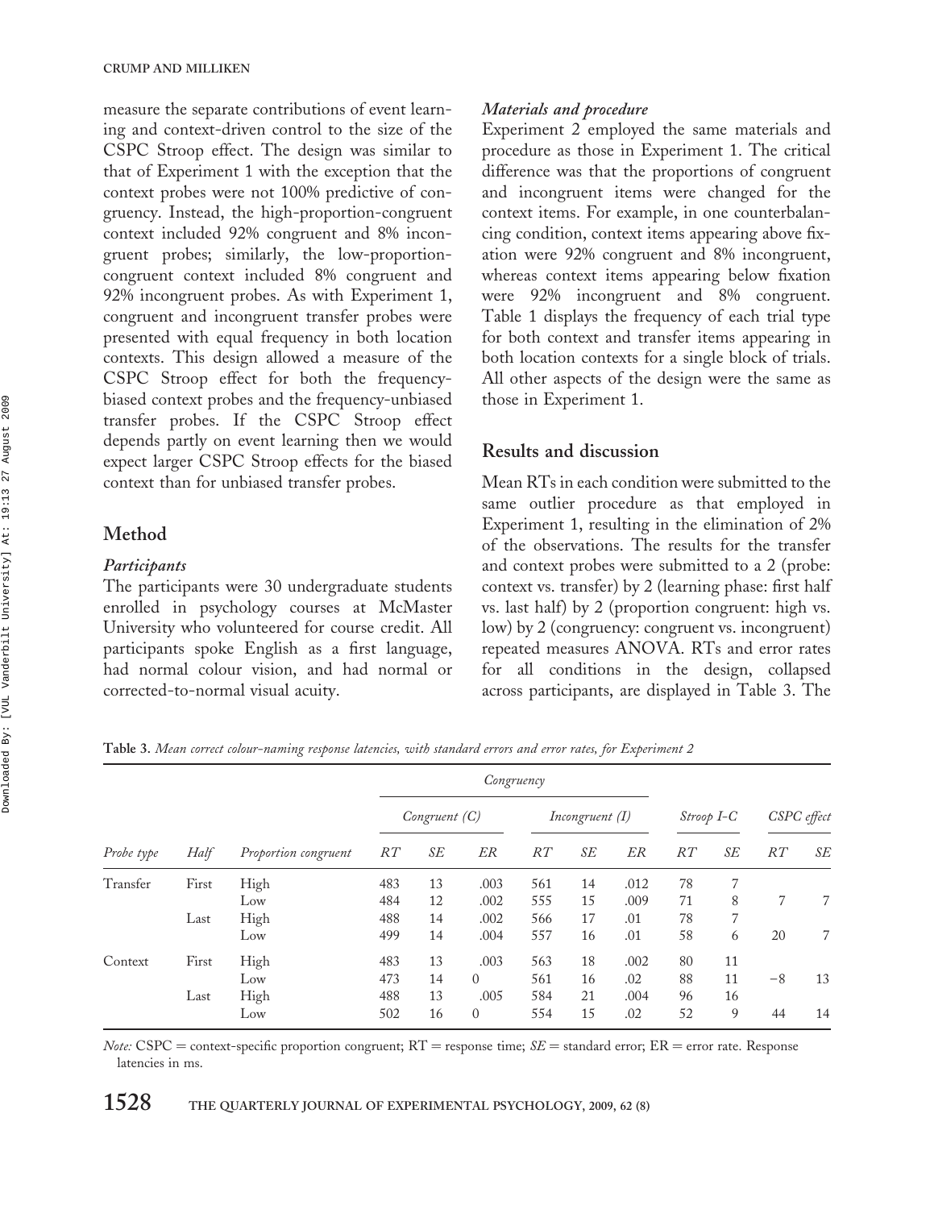measure the separate contributions of event learning and context-driven control to the size of the CSPC Stroop effect. The design was similar to that of Experiment 1 with the exception that the context probes were not 100% predictive of congruency. Instead, the high-proportion-congruent context included 92% congruent and 8% incongruent probes; similarly, the low-proportion-congruent context included 8% congruent and 92% incongruent probes. As with Experiment 1, congruent and incongruent transfer probes were presented with equal frequency in both location contexts. This design allowed a measure of the CSPC Stroop effect for both the frequency-biased context probes and the frequency-unbiased transfer probes. If the CSPC Stroop effect depends partly on event learning then we would expect larger CSPC Stroop effects for the biased context than for unbiased transfer probes.

## Method

### *Participants*

The participants were 30 undergraduate students enrolled in psychology courses at McMaster University who volunteered for course credit. All participants spoke English as a first language, had normal colour vision, and had normal or corrected-to-normal visual acuity.

### *Materials and procedure*

Experiment 2 employed the same materials and procedure as those in Experiment 1. The critical difference was that the proportions of congruent and incongruent items were changed for the context items. For example, in one counterbalancing condition, context items appearing above fixation were 92% congruent and 8% incongruent, whereas context items appearing below fixation were 92% incongruent and 8% congruent. Table 1 displays the frequency of each trial type for both context and transfer items appearing in both location contexts for a single block of trials. All other aspects of the design were the same as those in Experiment 1.

## Results and discussion

Mean RTs in each condition were submitted to the same outlier procedure as that employed in Experiment 1, resulting in the elimination of 2% of the observations. The results for the transfer and context probes were submitted to a 2 (probe: context vs. transfer) by 2 (learning phase: first half vs. last half) by 2 (proportion congruent: high vs. low) by 2 (congruency: congruent vs. incongruent) repeated measures ANOVA. RTs and error rates for all conditions in the design, collapsed across participants, are displayed in Table 3. The

**Table 3.** *Mean correct colour-naming response latencies, with standard errors and error rates, for Experiment 2*

| | | | *Congruency* | | | | | | | | | |
|---|---|---|---|---|---|---|---|---|---|---|---|---|
| | | | *Congruent (C)* | | | *Incongruent (I)* | | | *Stroop I–C* | | *CSPC effect* | |
| *Probe type* | *Half* | *Proportion congruent* | *RT* | *SE* | *ER* | *RT* | *SE* | *ER* | *RT* | *SE* | *RT* | *SE* |
| Transfer | First | High | 483 | 13 | .003 | 561 | 14 | .012 | 78 | 7 | | |
| | | Low | 484 | 12 | .002 | 555 | 15 | .009 | 71 | 8 | 7 | 7 |
| | Last | High | 488 | 14 | .002 | 566 | 17 | .01 | 78 | 7 | | |
| | | Low | 499 | 14 | .004 | 557 | 16 | .01 | 58 | 6 | 20 | 7 |
| Context | First | High | 483 | 13 | .003 | 563 | 18 | .002 | 80 | 11 | | |
| | | Low | 473 | 14 | 0 | 561 | 16 | .02 | 88 | 11 | −8 | 13 |
| | Last | High | 488 | 13 | .005 | 584 | 21 | .004 | 96 | 16 | | |
| | | Low | 502 | 16 | 0 | 554 | 15 | .02 | 52 | 9 | 44 | 14 |

*Note:* CSPC = context-specific proportion congruent; RT = response time; *SE* = standard error; ER = error rate. Response latencies in ms.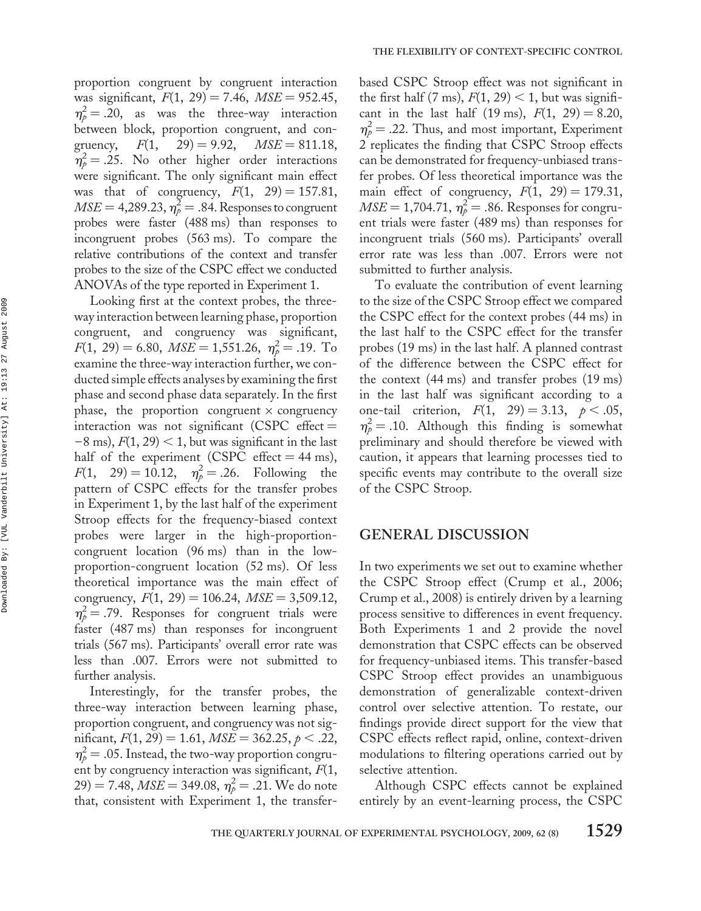proportion congruent by congruent interaction was significant, $F(1, 29) = 7.46$, $MSE = 952.45$, $\eta_p^2 = .20$, as was the three-way interaction between block, proportion congruent, and congruency, $F(1, 29) = 9.92$, $MSE = 811.18$, $\eta_p^2 = .25$. No other higher order interactions were significant. The only significant main effect was that of congruency, $F(1, 29) = 157.81$, $MSE = 4{,}289.23$, $\eta_p^2 = .84$. Responses to congruent probes were faster (488 ms) than responses to incongruent probes (563 ms). To compare the relative contributions of the context and transfer probes to the size of the CSPC effect we conducted ANOVAs of the type reported in Experiment 1.

Looking first at the context probes, the three-way interaction between learning phase, proportion congruent, and congruency was significant, $F(1, 29) = 6.80$, $MSE = 1{,}551.26$, $\eta_p^2 = .19$. To examine the three-way interaction further, we conducted simple effects analyses by examining the first phase and second phase data separately. In the first phase, the proportion congruent × congruency interaction was not significant (CSPC effect = −8 ms), $F(1, 29) < 1$, but was significant in the last half of the experiment (CSPC effect = 44 ms), $F(1, 29) = 10.12$, $\eta_p^2 = .26$. Following the pattern of CSPC effects for the transfer probes in Experiment 1, by the last half of the experiment Stroop effects for the frequency-biased context probes were larger in the high-proportion-congruent location (96 ms) than in the low-proportion-congruent location (52 ms). Of less theoretical importance was the main effect of congruency, $F(1, 29) = 106.24$, $MSE = 3{,}509.12$, $\eta_p^2 = .79$. Responses for congruent trials were faster (487 ms) than responses for incongruent trials (567 ms). Participants' overall error rate was less than .007. Errors were not submitted to further analysis.

Interestingly, for the transfer probes, the three-way interaction between learning phase, proportion congruent, and congruency was not significant, $F(1, 29) = 1.61$, $MSE = 362.25$, $p < .22$, $\eta_p^2 = .05$. Instead, the two-way proportion congruent by congruency interaction was significant, $F(1, 29) = 7.48$, $MSE = 349.08$, $\eta_p^2 = .21$. We do note that, consistent with Experiment 1, the transfer-based CSPC Stroop effect was not significant in the first half (7 ms), $F(1, 29) < 1$, but was significant in the last half (19 ms), $F(1, 29) = 8.20$, $\eta_p^2 = .22$. Thus, and most important, Experiment 2 replicates the finding that CSPC Stroop effects can be demonstrated for frequency-unbiased transfer probes. Of less theoretical importance was the main effect of congruency, $F(1, 29) = 179.31$, $MSE = 1{,}704.71$, $\eta_p^2 = .86$. Responses for congruent trials were faster (489 ms) than responses for incongruent trials (560 ms). Participants' overall error rate was less than .007. Errors were not submitted to further analysis.

To evaluate the contribution of event learning to the size of the CSPC Stroop effect we compared the CSPC effect for the context probes (44 ms) in the last half to the CSPC effect for the transfer probes (19 ms) in the last half. A planned contrast of the difference between the CSPC effect for the context (44 ms) and transfer probes (19 ms) in the last half was significant according to a one-tail criterion, $F(1, 29) = 3.13$, $p < .05$, $\eta_p^2 = .10$. Although this finding is somewhat preliminary and should therefore be viewed with caution, it appears that learning processes tied to specific events may contribute to the overall size of the CSPC Stroop.

## GENERAL DISCUSSION

In two experiments we set out to examine whether the CSPC Stroop effect (Crump et al., 2006; Crump et al., 2008) is entirely driven by a learning process sensitive to differences in event frequency. Both Experiments 1 and 2 provide the novel demonstration that CSPC effects can be observed for frequency-unbiased items. This transfer-based CSPC Stroop effect provides an unambiguous demonstration of generalizable context-driven control over selective attention. To restate, our findings provide direct support for the view that CSPC effects reflect rapid, online, context-driven modulations to filtering operations carried out by selective attention.

Although CSPC effects cannot be explained entirely by an event-learning process, the CSPC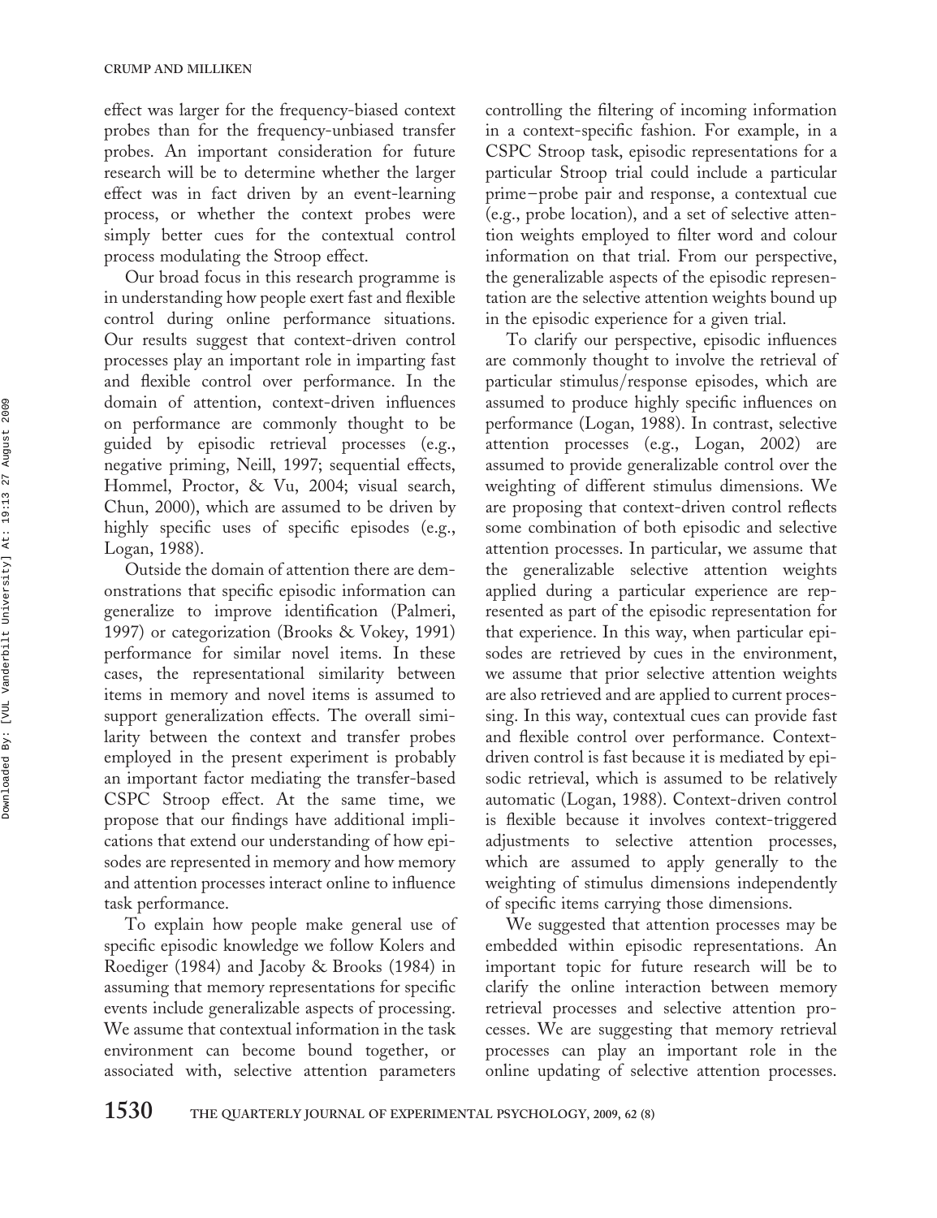effect was larger for the frequency-biased context probes than for the frequency-unbiased transfer probes. An important consideration for future research will be to determine whether the larger effect was in fact driven by an event-learning process, or whether the context probes were simply better cues for the contextual control process modulating the Stroop effect.

Our broad focus in this research programme is in understanding how people exert fast and flexible control during online performance situations. Our results suggest that context-driven control processes play an important role in imparting fast and flexible control over performance. In the domain of attention, context-driven influences on performance are commonly thought to be guided by episodic retrieval processes (e.g., negative priming, Neill, 1997; sequential effects, Hommel, Proctor, & Vu, 2004; visual search, Chun, 2000), which are assumed to be driven by highly specific uses of specific episodes (e.g., Logan, 1988).

Outside the domain of attention there are demonstrations that specific episodic information can generalize to improve identification (Palmeri, 1997) or categorization (Brooks & Vokey, 1991) performance for similar novel items. In these cases, the representational similarity between items in memory and novel items is assumed to support generalization effects. The overall similarity between the context and transfer probes employed in the present experiment is probably an important factor mediating the transfer-based CSPC Stroop effect. At the same time, we propose that our findings have additional implications that extend our understanding of how episodes are represented in memory and how memory and attention processes interact online to influence task performance.

To explain how people make general use of specific episodic knowledge we follow Kolers and Roediger (1984) and Jacoby & Brooks (1984) in assuming that memory representations for specific events include generalizable aspects of processing. We assume that contextual information in the task environment can become bound together, or associated with, selective attention parameters controlling the filtering of incoming information in a context-specific fashion. For example, in a CSPC Stroop task, episodic representations for a particular Stroop trial could include a particular prime–probe pair and response, a contextual cue (e.g., probe location), and a set of selective attention weights employed to filter word and colour information on that trial. From our perspective, the generalizable aspects of the episodic representation are the selective attention weights bound up in the episodic experience for a given trial.

To clarify our perspective, episodic influences are commonly thought to involve the retrieval of particular stimulus/response episodes, which are assumed to produce highly specific influences on performance (Logan, 1988). In contrast, selective attention processes (e.g., Logan, 2002) are assumed to provide generalizable control over the weighting of different stimulus dimensions. We are proposing that context-driven control reflects some combination of both episodic and selective attention processes. In particular, we assume that the generalizable selective attention weights applied during a particular experience are represented as part of the episodic representation for that experience. In this way, when particular episodes are retrieved by cues in the environment, we assume that prior selective attention weights are also retrieved and are applied to current processing. In this way, contextual cues can provide fast and flexible control over performance. Context-driven control is fast because it is mediated by episodic retrieval, which is assumed to be relatively automatic (Logan, 1988). Context-driven control is flexible because it involves context-triggered adjustments to selective attention processes, which are assumed to apply generally to the weighting of stimulus dimensions independently of specific items carrying those dimensions.

We suggested that attention processes may be embedded within episodic representations. An important topic for future research will be to clarify the online interaction between memory retrieval processes and selective attention processes. We are suggesting that memory retrieval processes can play an important role in the online updating of selective attention processes.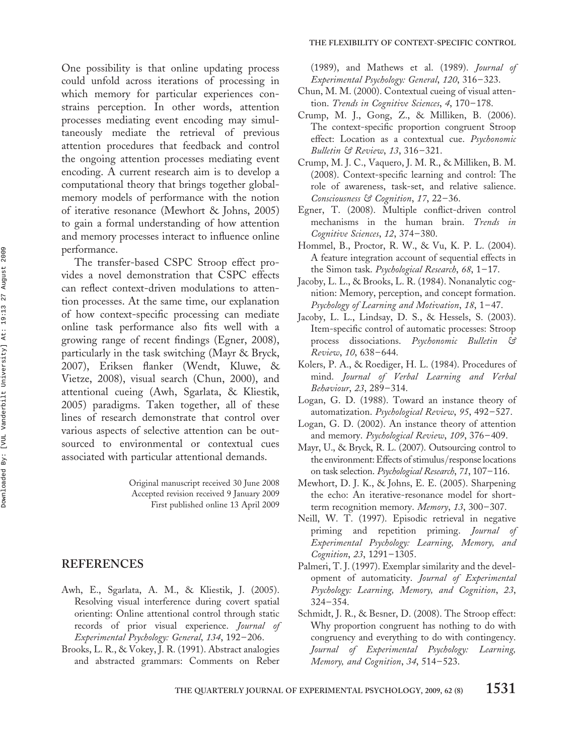One possibility is that online updating process could unfold across iterations of processing in which memory for particular experiences constrains perception. In other words, attention processes mediating event encoding may simultaneously mediate the retrieval of previous attention procedures that feedback and control the ongoing attention processes mediating event encoding. A current research aim is to develop a computational theory that brings together global-memory models of performance with the notion of iterative resonance (Mewhort & Johns, 2005) to gain a formal understanding of how attention and memory processes interact to influence online performance.

The transfer-based CSPC Stroop effect provides a novel demonstration that CSPC effects can reflect context-driven modulations to attention processes. At the same time, our explanation of how context-specific processing can mediate online task performance also fits well with a growing range of recent findings (Egner, 2008), particularly in the task switching (Mayr & Bryck, 2007), Eriksen flanker (Wendt, Kluwe, & Vietze, 2008), visual search (Chun, 2000), and attentional cueing (Awh, Sgarlata, & Kliestik, 2005) paradigms. Taken together, all of these lines of research demonstrate that control over various aspects of selective attention can be outsourced to environmental or contextual cues associated with particular attentional demands.

Original manuscript received 30 June 2008
Accepted revision received 9 January 2009
First published online 13 April 2009

## REFERENCES

Awh, E., Sgarlata, A. M., & Kliestik, J. (2005). Resolving visual interference during covert spatial orienting: Online attentional control through static records of prior visual experience. *Journal of Experimental Psychology: General*, *134*, 192–206.

Brooks, L. R., & Vokey, J. R. (1991). Abstract analogies and abstracted grammars: Comments on Reber (1989), and Mathews et al. (1989). *Journal of Experimental Psychology: General*, *120*, 316–323.

Chun, M. M. (2000). Contextual cueing of visual attention. *Trends in Cognitive Sciences*, *4*, 170–178.

Crump, M. J., Gong, Z., & Milliken, B. (2006). The context-specific proportion congruent Stroop effect: Location as a contextual cue. *Psychonomic Bulletin & Review*, *13*, 316–321.

Crump, M. J. C., Vaquero, J. M. R., & Milliken, B. M. (2008). Context-specific learning and control: The role of awareness, task-set, and relative salience. *Consciousness & Cognition*, *17*, 22–36.

Egner, T. (2008). Multiple conflict-driven control mechanisms in the human brain. *Trends in Cognitive Sciences*, *12*, 374–380.

Hommel, B., Proctor, R. W., & Vu, K. P. L. (2004). A feature integration account of sequential effects in the Simon task. *Psychological Research*, *68*, 1–17.

Jacoby, L. L., & Brooks, L. R. (1984). Nonanalytic cognition: Memory, perception, and concept formation. *Psychology of Learning and Motivation*, *18*, 1–47.

Jacoby, L. L., Lindsay, D. S., & Hessels, S. (2003). Item-specific control of automatic processes: Stroop process dissociations. *Psychonomic Bulletin & Review*, *10*, 638–644.

Kolers, P. A., & Roediger, H. L. (1984). Procedures of mind. *Journal of Verbal Learning and Verbal Behaviour*, *23*, 289–314.

Logan, G. D. (1988). Toward an instance theory of automatization. *Psychological Review*, *95*, 492–527.

Logan, G. D. (2002). An instance theory of attention and memory. *Psychological Review*, *109*, 376–409.

Mayr, U., & Bryck, R. L. (2007). Outsourcing control to the environment: Effects of stimulus/response locations on task selection. *Psychological Research*, *71*, 107–116.

Mewhort, D. J. K., & Johns, E. E. (2005). Sharpening the echo: An iterative-resonance model for short-term recognition memory. *Memory*, *13*, 300–307.

Neill, W. T. (1997). Episodic retrieval in negative priming and repetition priming. *Journal of Experimental Psychology: Learning, Memory, and Cognition*, *23*, 1291–1305.

Palmeri, T. J. (1997). Exemplar similarity and the development of automaticity. *Journal of Experimental Psychology: Learning, Memory, and Cognition*, *23*, 324–354.

Schmidt, J. R., & Besner, D. (2008). The Stroop effect: Why proportion congruent has nothing to do with congruency and everything to do with contingency. *Journal of Experimental Psychology: Learning, Memory, and Cognition*, *34*, 514–523.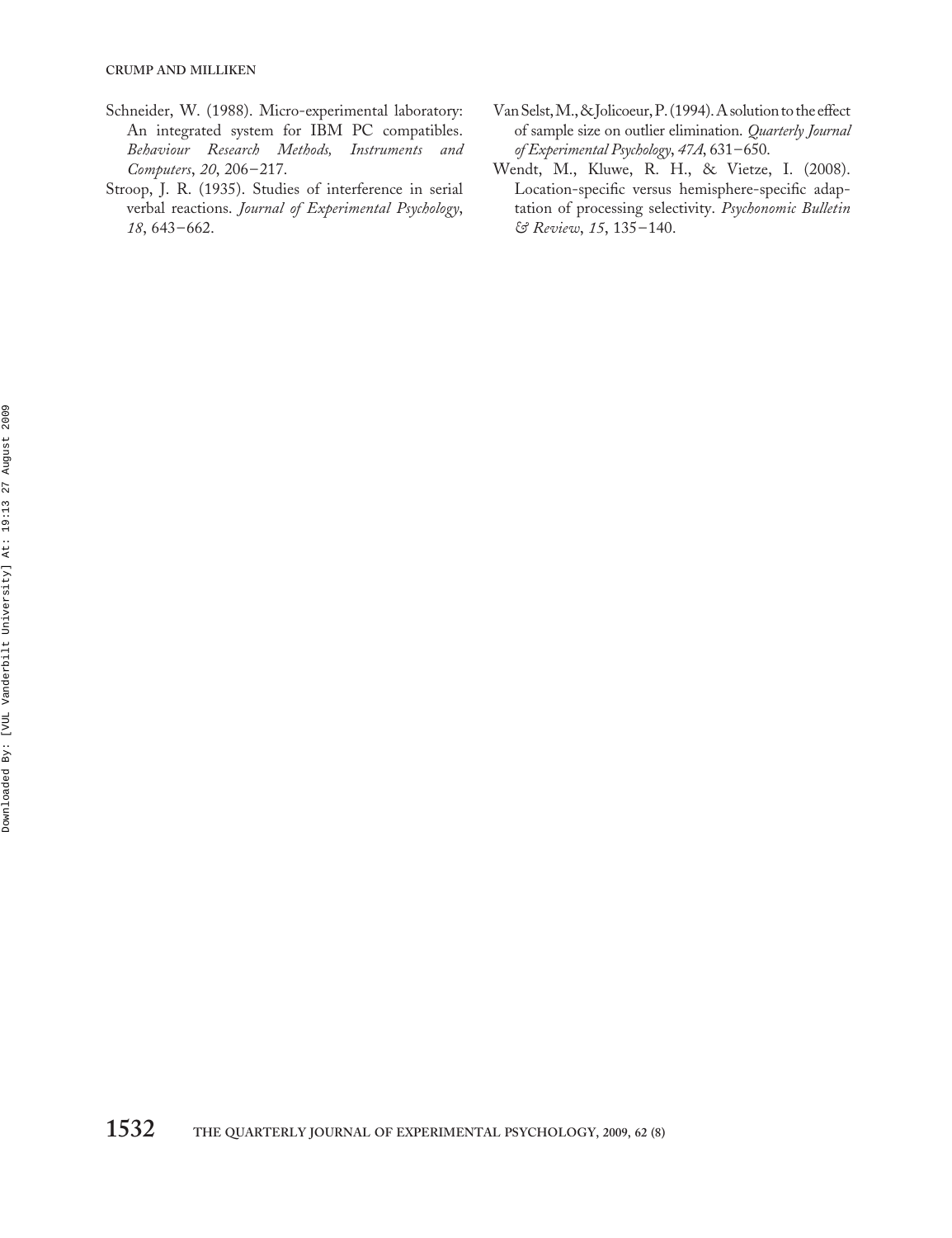Schneider, W. (1988). Micro-experimental laboratory: An integrated system for IBM PC compatibles. *Behaviour Research Methods, Instruments and Computers*, *20*, 206–217.

Stroop, J. R. (1935). Studies of interference in serial verbal reactions. *Journal of Experimental Psychology*, *18*, 643–662.

Van Selst, M., & Jolicoeur, P. (1994). A solution to the effect of sample size on outlier elimination. *Quarterly Journal of Experimental Psychology*, *47A*, 631–650.

Wendt, M., Kluwe, R. H., & Vietze, I. (2008). Location-specific versus hemisphere-specific adaptation of processing selectivity. *Psychonomic Bulletin & Review*, *15*, 135–140.